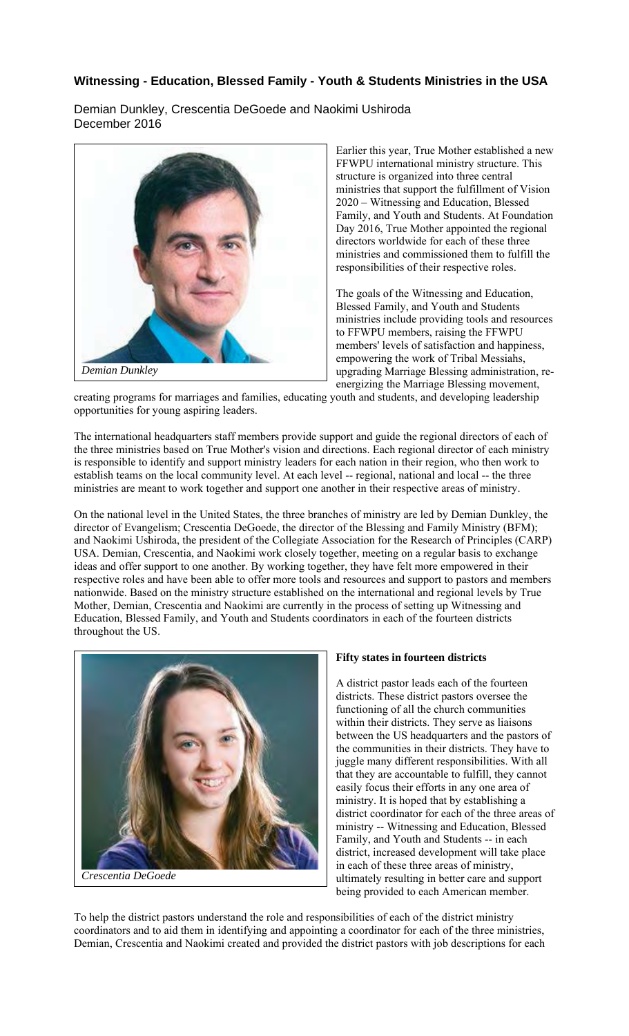## Witnessing - Education, Blessed Family - Youth & Students Ministries in the USA

Demian Dunkley, Crescentia DeGoede and Naokimi Ushiroda
December 2016

*Demian Dunkley*

Earlier this year, True Mother established a new FFWPU international ministry structure. This structure is organized into three central ministries that support the fulfillment of Vision 2020 – Witnessing and Education, Blessed Family, and Youth and Students. At Foundation Day 2016, True Mother appointed the regional directors worldwide for each of these three ministries and commissioned them to fulfill the responsibilities of their respective roles.

The goals of the Witnessing and Education, Blessed Family, and Youth and Students ministries include providing tools and resources to FFWPU members, raising the FFWPU members' levels of satisfaction and happiness, empowering the work of Tribal Messiahs, upgrading Marriage Blessing administration, re-energizing the Marriage Blessing movement, creating programs for marriages and families, educating youth and students, and developing leadership opportunities for young aspiring leaders.

The international headquarters staff members provide support and guide the regional directors of each of the three ministries based on True Mother's vision and directions. Each regional director of each ministry is responsible to identify and support ministry leaders for each nation in their region, who then work to establish teams on the local community level. At each level -- regional, national and local -- the three ministries are meant to work together and support one another in their respective areas of ministry.

On the national level in the United States, the three branches of ministry are led by Demian Dunkley, the director of Evangelism; Crescentia DeGoede, the director of the Blessing and Family Ministry (BFM); and Naokimi Ushiroda, the president of the Collegiate Association for the Research of Principles (CARP) USA. Demian, Crescentia, and Naokimi work closely together, meeting on a regular basis to exchange ideas and offer support to one another. By working together, they have felt more empowered in their respective roles and have been able to offer more tools and resources and support to pastors and members nationwide. Based on the ministry structure established on the international and regional levels by True Mother, Demian, Crescentia and Naokimi are currently in the process of setting up Witnessing and Education, Blessed Family, and Youth and Students coordinators in each of the fourteen districts throughout the US.

*Crescentia DeGoede*

**Fifty states in fourteen districts**

A district pastor leads each of the fourteen districts. These district pastors oversee the functioning of all the church communities within their districts. They serve as liaisons between the US headquarters and the pastors of the communities in their districts. They have to juggle many different responsibilities. With all that they are accountable to fulfill, they cannot easily focus their efforts in any one area of ministry. It is hoped that by establishing a district coordinator for each of the three areas of ministry -- Witnessing and Education, Blessed Family, and Youth and Students -- in each district, increased development will take place in each of these three areas of ministry, ultimately resulting in better care and support being provided to each American member.

To help the district pastors understand the role and responsibilities of each of the district ministry coordinators and to aid them in identifying and appointing a coordinator for each of the three ministries, Demian, Crescentia and Naokimi created and provided the district pastors with job descriptions for each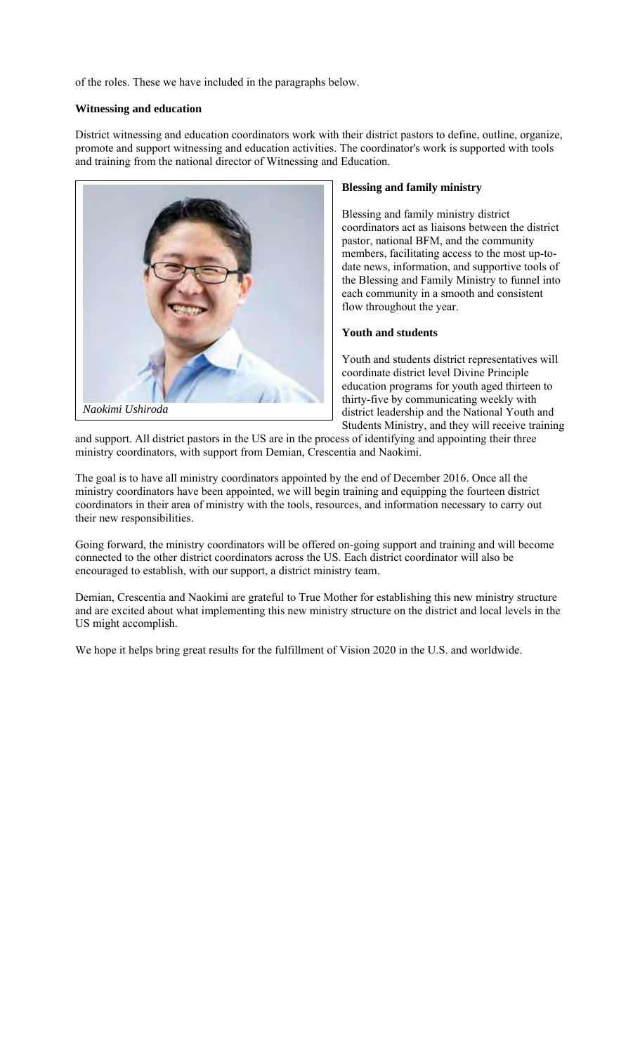of the roles. These we have included in the paragraphs below.

**Witnessing and education**

District witnessing and education coordinators work with their district pastors to define, outline, organize, promote and support witnessing and education activities. The coordinator's work is supported with tools and training from the national director of Witnessing and Education.

*Naokimi Ushiroda*

**Blessing and family ministry**

Blessing and family ministry district coordinators act as liaisons between the district pastor, national BFM, and the community members, facilitating access to the most up-to-date news, information, and supportive tools of the Blessing and Family Ministry to funnel into each community in a smooth and consistent flow throughout the year.

**Youth and students**

Youth and students district representatives will coordinate district level Divine Principle education programs for youth aged thirteen to thirty-five by communicating weekly with district leadership and the National Youth and Students Ministry, and they will receive training and support. All district pastors in the US are in the process of identifying and appointing their three ministry coordinators, with support from Demian, Crescentia and Naokimi.

The goal is to have all ministry coordinators appointed by the end of December 2016. Once all the ministry coordinators have been appointed, we will begin training and equipping the fourteen district coordinators in their area of ministry with the tools, resources, and information necessary to carry out their new responsibilities.

Going forward, the ministry coordinators will be offered on-going support and training and will become connected to the other district coordinators across the US. Each district coordinator will also be encouraged to establish, with our support, a district ministry team.

Demian, Crescentia and Naokimi are grateful to True Mother for establishing this new ministry structure and are excited about what implementing this new ministry structure on the district and local levels in the US might accomplish.

We hope it helps bring great results for the fulfillment of Vision 2020 in the U.S. and worldwide.